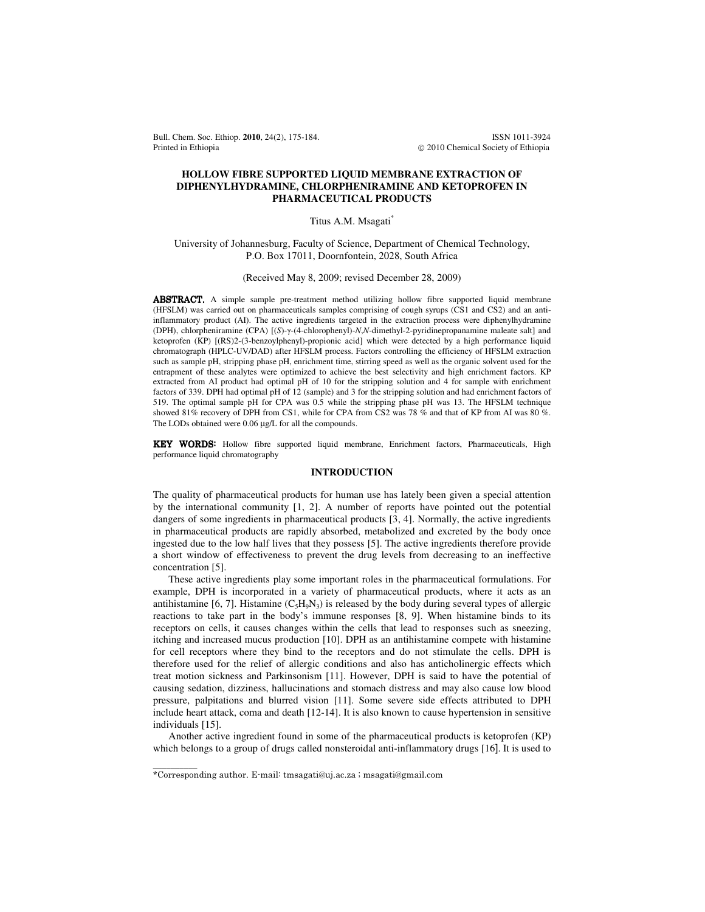# HOLLOW FIBRE SUPPORTED LIQUID MEMBRANE EXTRACTION OF DIPHENYLHYDRAMINE, CHLORPHENIRAMINE AND KETOPROFEN IN PHARMACEUTICAL PRODUCTS

Titus A.M. Msagati*

University of Johannesburg, Faculty of Science, Department of Chemical Technology, P.O. Box 17011, Doornfontein, 2028, South Africa

(Received May 8, 2009; revised December 28, 2009)

**ABSTRACT.** A simple sample pre-treatment method utilizing hollow fibre supported liquid membrane (HFSLM) was carried out on pharmaceuticals samples comprising of cough syrups (CS1 and CS2) and an anti-inflammatory product (AI). The active ingredients targeted in the extraction process were diphenylhydramine (DPH), chlorpheniramine (CPA) [(*S*)-γ-(4-chlorophenyl)-*N*,*N*-dimethyl-2-pyridinepropanamine maleate salt] and ketoprofen (KP) [(RS)2-(3-benzoylphenyl)-propionic acid] which were detected by a high performance liquid chromatograph (HPLC-UV/DAD) after HFSLM process. Factors controlling the efficiency of HFSLM extraction such as sample pH, stripping phase pH, enrichment time, stirring speed as well as the organic solvent used for the entrapment of these analytes were optimized to achieve the best selectivity and high enrichment factors. KP extracted from AI product had optimal pH of 10 for the stripping solution and 4 for sample with enrichment factors of 339. DPH had optimal pH of 12 (sample) and 3 for the stripping solution and had enrichment factors of 519. The optimal sample pH for CPA was 0.5 while the stripping phase pH was 13. The HFSLM technique showed 81% recovery of DPH from CS1, while for CPA from CS2 was 78 % and that of KP from AI was 80 %. The LODs obtained were 0.06 μg/L for all the compounds.

**KEY WORDS:** Hollow fibre supported liquid membrane, Enrichment factors, Pharmaceuticals, High performance liquid chromatography

## INTRODUCTION

The quality of pharmaceutical products for human use has lately been given a special attention by the international community [1, 2]. A number of reports have pointed out the potential dangers of some ingredients in pharmaceutical products [3, 4]. Normally, the active ingredients in pharmaceutical products are rapidly absorbed, metabolized and excreted by the body once ingested due to the low half lives that they possess [5]. The active ingredients therefore provide a short window of effectiveness to prevent the drug levels from decreasing to an ineffective concentration [5].

These active ingredients play some important roles in the pharmaceutical formulations. For example, DPH is incorporated in a variety of pharmaceutical products, where it acts as an antihistamine [6, 7]. Histamine ($C_5H_9N_3$) is released by the body during several types of allergic reactions to take part in the body's immune responses [8, 9]. When histamine binds to its receptors on cells, it causes changes within the cells that lead to responses such as sneezing, itching and increased mucus production [10]. DPH as an antihistamine compete with histamine for cell receptors where they bind to the receptors and do not stimulate the cells. DPH is therefore used for the relief of allergic conditions and also has anticholinergic effects which treat motion sickness and Parkinsonism [11]. However, DPH is said to have the potential of causing sedation, dizziness, hallucinations and stomach distress and may also cause low blood pressure, palpitations and blurred vision [11]. Some severe side effects attributed to DPH include heart attack, coma and death [12-14]. It is also known to cause hypertension in sensitive individuals [15].

Another active ingredient found in some of the pharmaceutical products is ketoprofen (KP) which belongs to a group of drugs called nonsteroidal anti-inflammatory drugs [16]. It is used to

---

*Corresponding author. E-mail: tmsagati@uj.ac.za ; msagati@gmail.com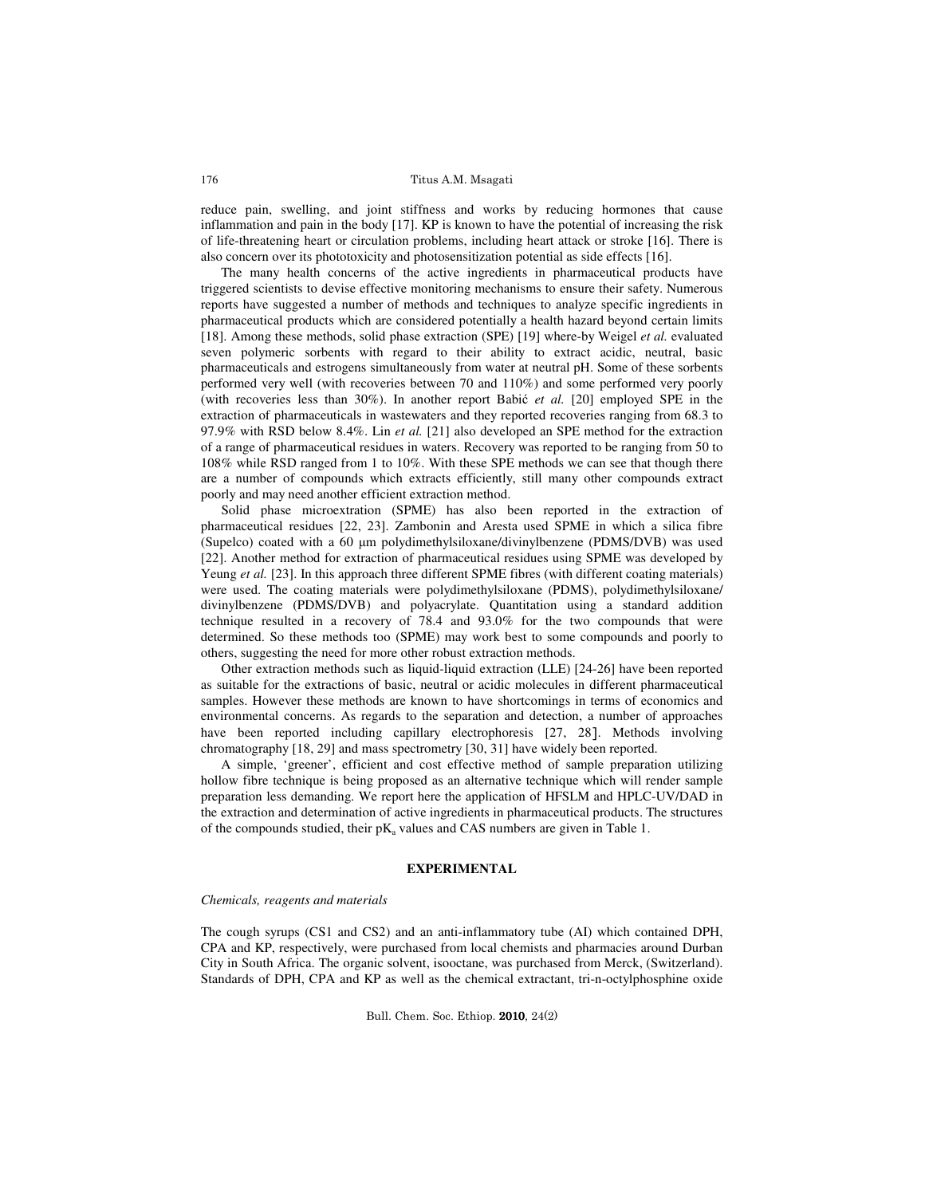reduce pain, swelling, and joint stiffness and works by reducing hormones that cause inflammation and pain in the body [17]. KP is known to have the potential of increasing the risk of life-threatening heart or circulation problems, including heart attack or stroke [16]. There is also concern over its phototoxicity and photosensitization potential as side effects [16].

The many health concerns of the active ingredients in pharmaceutical products have triggered scientists to devise effective monitoring mechanisms to ensure their safety. Numerous reports have suggested a number of methods and techniques to analyze specific ingredients in pharmaceutical products which are considered potentially a health hazard beyond certain limits [18]. Among these methods, solid phase extraction (SPE) [19] where-by Weigel *et al.* evaluated seven polymeric sorbents with regard to their ability to extract acidic, neutral, basic pharmaceuticals and estrogens simultaneously from water at neutral pH. Some of these sorbents performed very well (with recoveries between 70 and 110%) and some performed very poorly (with recoveries less than 30%). In another report Babić *et al.* [20] employed SPE in the extraction of pharmaceuticals in wastewaters and they reported recoveries ranging from 68.3 to 97.9% with RSD below 8.4%. Lin *et al.* [21] also developed an SPE method for the extraction of a range of pharmaceutical residues in waters. Recovery was reported to be ranging from 50 to 108% while RSD ranged from 1 to 10%. With these SPE methods we can see that though there are a number of compounds which extracts efficiently, still many other compounds extract poorly and may need another efficient extraction method.

Solid phase microextration (SPME) has also been reported in the extraction of pharmaceutical residues [22, 23]. Zambonin and Aresta used SPME in which a silica fibre (Supelco) coated with a 60 μm polydimethylsiloxane/divinylbenzene (PDMS/DVB) was used [22]. Another method for extraction of pharmaceutical residues using SPME was developed by Yeung *et al.* [23]. In this approach three different SPME fibres (with different coating materials) were used. The coating materials were polydimethylsiloxane (PDMS), polydimethylsiloxane/divinylbenzene (PDMS/DVB) and polyacrylate. Quantitation using a standard addition technique resulted in a recovery of 78.4 and 93.0% for the two compounds that were determined. So these methods too (SPME) may work best to some compounds and poorly to others, suggesting the need for more other robust extraction methods.

Other extraction methods such as liquid-liquid extraction (LLE) [24-26] have been reported as suitable for the extractions of basic, neutral or acidic molecules in different pharmaceutical samples. However these methods are known to have shortcomings in terms of economics and environmental concerns. As regards to the separation and detection, a number of approaches have been reported including capillary electrophoresis [27, 28]. Methods involving chromatography [18, 29] and mass spectrometry [30, 31] have widely been reported.

A simple, 'greener', efficient and cost effective method of sample preparation utilizing hollow fibre technique is being proposed as an alternative technique which will render sample preparation less demanding. We report here the application of HFSLM and HPLC-UV/DAD in the extraction and determination of active ingredients in pharmaceutical products. The structures of the compounds studied, their $pK_a$ values and CAS numbers are given in Table 1.

## EXPERIMENTAL

### *Chemicals, reagents and materials*

The cough syrups (CS1 and CS2) and an anti-inflammatory tube (AI) which contained DPH, CPA and KP, respectively, were purchased from local chemists and pharmacies around Durban City in South Africa. The organic solvent, isooctane, was purchased from Merck, (Switzerland). Standards of DPH, CPA and KP as well as the chemical extractant, tri-n-octylphosphine oxide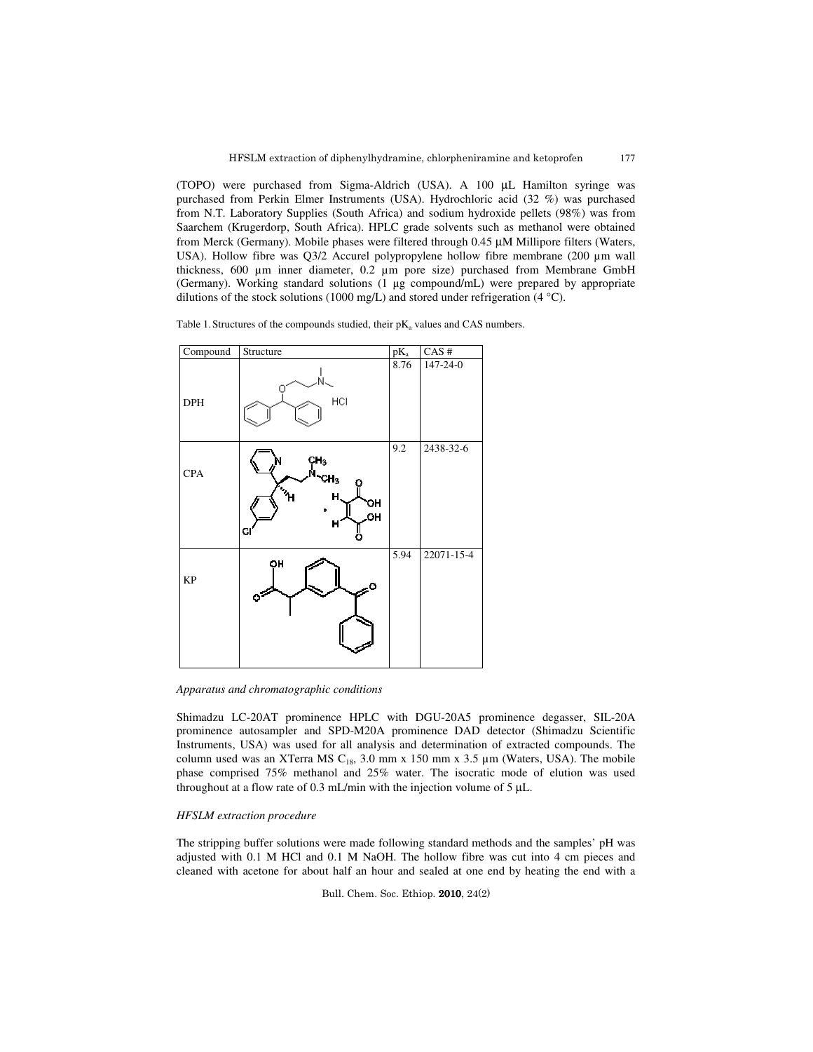(TOPO) were purchased from Sigma-Aldrich (USA). A 100 µL Hamilton syringe was purchased from Perkin Elmer Instruments (USA). Hydrochloric acid (32 %) was purchased from N.T. Laboratory Supplies (South Africa) and sodium hydroxide pellets (98%) was from Saarchem (Krugerdorp, South Africa). HPLC grade solvents such as methanol were obtained from Merck (Germany). Mobile phases were filtered through 0.45 µM Millipore filters (Waters, USA). Hollow fibre was Q3/2 Accurel polypropylene hollow fibre membrane (200 µm wall thickness, 600 µm inner diameter, 0.2 µm pore size) purchased from Membrane GmbH (Germany). Working standard solutions (1 µg compound/mL) were prepared by appropriate dilutions of the stock solutions (1000 mg/L) and stored under refrigeration (4 °C).

Table 1. Structures of the compounds studied, their $pK_a$ values and CAS numbers.

| Compound | Structure | $pK_a$ | CAS # |
|---|---|---|---|
| DPH | HCl | 8.76 | 147-24-0 |
| CPA | | 9.2 | 2438-32-6 |
| KP | | 5.94 | 22071-15-4 |

*Apparatus and chromatographic conditions*

Shimadzu LC-20AT prominence HPLC with DGU-20A5 prominence degasser, SIL-20A prominence autosampler and SPD-M20A prominence DAD detector (Shimadzu Scientific Instruments, USA) was used for all analysis and determination of extracted compounds. The column used was an XTerra MS $C_{18}$, 3.0 mm x 150 mm x 3.5 µm (Waters, USA). The mobile phase comprised 75% methanol and 25% water. The isocratic mode of elution was used throughout at a flow rate of 0.3 mL/min with the injection volume of 5 µL.

*HFSLM extraction procedure*

The stripping buffer solutions were made following standard methods and the samples' pH was adjusted with 0.1 M HCl and 0.1 M NaOH. The hollow fibre was cut into 4 cm pieces and cleaned with acetone for about half an hour and sealed at one end by heating the end with a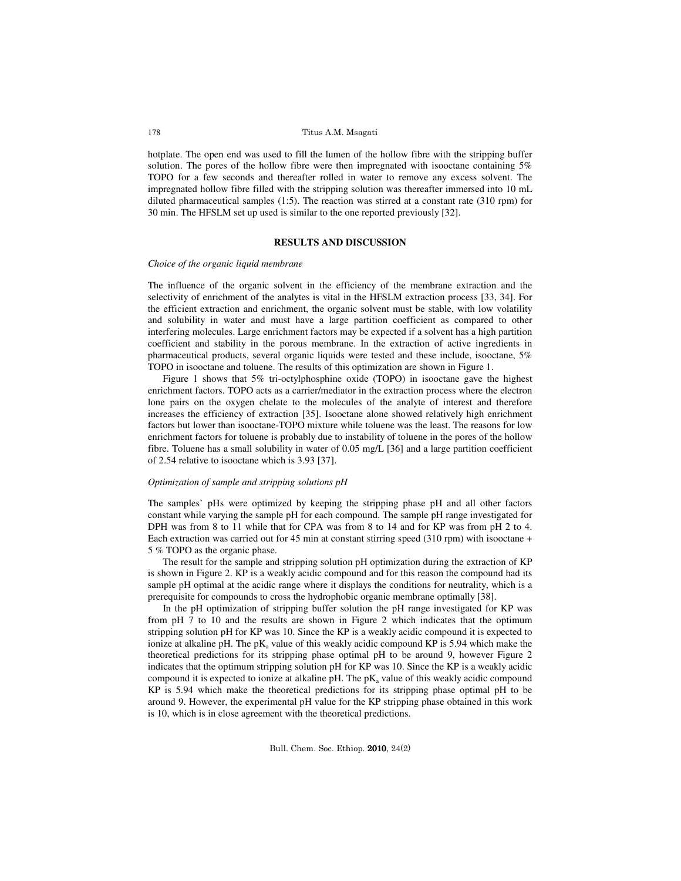hotplate. The open end was used to fill the lumen of the hollow fibre with the stripping buffer solution. The pores of the hollow fibre were then impregnated with isooctane containing 5% TOPO for a few seconds and thereafter rolled in water to remove any excess solvent. The impregnated hollow fibre filled with the stripping solution was thereafter immersed into 10 mL diluted pharmaceutical samples (1:5). The reaction was stirred at a constant rate (310 rpm) for 30 min. The HFSLM set up used is similar to the one reported previously [32].

## RESULTS AND DISCUSSION

### *Choice of the organic liquid membrane*

The influence of the organic solvent in the efficiency of the membrane extraction and the selectivity of enrichment of the analytes is vital in the HFSLM extraction process [33, 34]. For the efficient extraction and enrichment, the organic solvent must be stable, with low volatility and solubility in water and must have a large partition coefficient as compared to other interfering molecules. Large enrichment factors may be expected if a solvent has a high partition coefficient and stability in the porous membrane. In the extraction of active ingredients in pharmaceutical products, several organic liquids were tested and these include, isooctane, 5% TOPO in isooctane and toluene. The results of this optimization are shown in Figure 1.

Figure 1 shows that 5% tri-octylphosphine oxide (TOPO) in isooctane gave the highest enrichment factors. TOPO acts as a carrier/mediator in the extraction process where the electron lone pairs on the oxygen chelate to the molecules of the analyte of interest and therefore increases the efficiency of extraction [35]. Isooctane alone showed relatively high enrichment factors but lower than isooctane-TOPO mixture while toluene was the least. The reasons for low enrichment factors for toluene is probably due to instability of toluene in the pores of the hollow fibre. Toluene has a small solubility in water of 0.05 mg/L [36] and a large partition coefficient of 2.54 relative to isooctane which is 3.93 [37].

### *Optimization of sample and stripping solutions pH*

The samples' pHs were optimized by keeping the stripping phase pH and all other factors constant while varying the sample pH for each compound. The sample pH range investigated for DPH was from 8 to 11 while that for CPA was from 8 to 14 and for KP was from pH 2 to 4. Each extraction was carried out for 45 min at constant stirring speed (310 rpm) with isooctane + 5 % TOPO as the organic phase.

The result for the sample and stripping solution pH optimization during the extraction of KP is shown in Figure 2. KP is a weakly acidic compound and for this reason the compound had its sample pH optimal at the acidic range where it displays the conditions for neutrality, which is a prerequisite for compounds to cross the hydrophobic organic membrane optimally [38].

In the pH optimization of stripping buffer solution the pH range investigated for KP was from pH 7 to 10 and the results are shown in Figure 2 which indicates that the optimum stripping solution pH for KP was 10. Since the KP is a weakly acidic compound it is expected to ionize at alkaline pH. The $pK_a$ value of this weakly acidic compound KP is 5.94 which make the theoretical predictions for its stripping phase optimal pH to be around 9, however Figure 2 indicates that the optimum stripping solution pH for KP was 10. Since the KP is a weakly acidic compound it is expected to ionize at alkaline pH. The $pK_a$ value of this weakly acidic compound KP is 5.94 which make the theoretical predictions for its stripping phase optimal pH to be around 9. However, the experimental pH value for the KP stripping phase obtained in this work is 10, which is in close agreement with the theoretical predictions.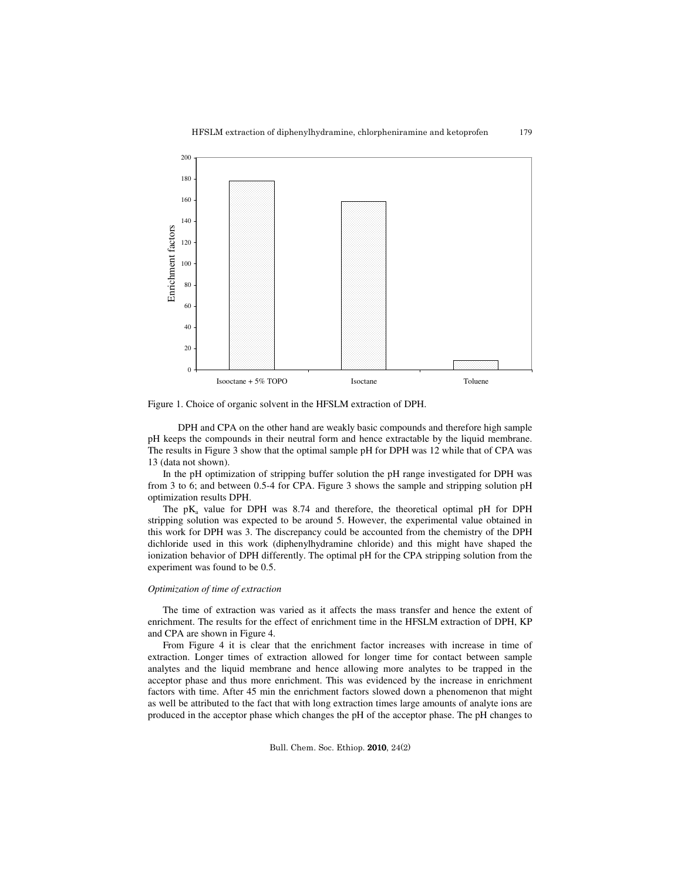Figure 1. Choice of organic solvent in the HFSLM extraction of DPH.

DPH and CPA on the other hand are weakly basic compounds and therefore high sample pH keeps the compounds in their neutral form and hence extractable by the liquid membrane. The results in Figure 3 show that the optimal sample pH for DPH was 12 while that of CPA was 13 (data not shown).

In the pH optimization of stripping buffer solution the pH range investigated for DPH was from 3 to 6; and between 0.5-4 for CPA. Figure 3 shows the sample and stripping solution pH optimization results DPH.

The $pK_a$ value for DPH was 8.74 and therefore, the theoretical optimal pH for DPH stripping solution was expected to be around 5. However, the experimental value obtained in this work for DPH was 3. The discrepancy could be accounted from the chemistry of the DPH dichloride used in this work (diphenylhydramine chloride) and this might have shaped the ionization behavior of DPH differently. The optimal pH for the CPA stripping solution from the experiment was found to be 0.5.

*Optimization of time of extraction*

The time of extraction was varied as it affects the mass transfer and hence the extent of enrichment. The results for the effect of enrichment time in the HFSLM extraction of DPH, KP and CPA are shown in Figure 4.

From Figure 4 it is clear that the enrichment factor increases with increase in time of extraction. Longer times of extraction allowed for longer time for contact between sample analytes and the liquid membrane and hence allowing more analytes to be trapped in the acceptor phase and thus more enrichment. This was evidenced by the increase in enrichment factors with time. After 45 min the enrichment factors slowed down a phenomenon that might as well be attributed to the fact that with long extraction times large amounts of analyte ions are produced in the acceptor phase which changes the pH of the acceptor phase. The pH changes to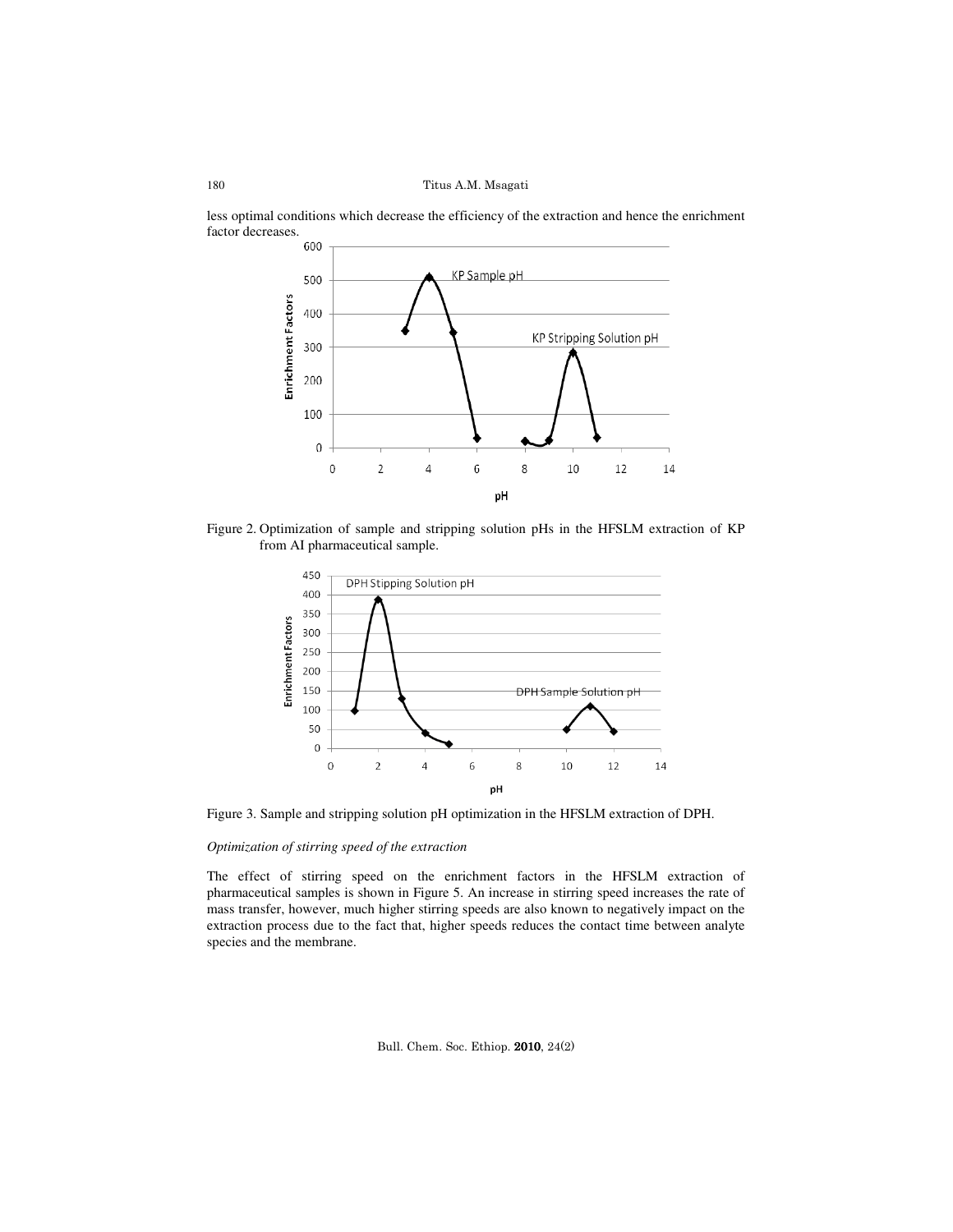less optimal conditions which decrease the efficiency of the extraction and hence the enrichment factor decreases.

Figure 2. Optimization of sample and stripping solution pHs in the HFSLM extraction of KP from AI pharmaceutical sample.

Figure 3. Sample and stripping solution pH optimization in the HFSLM extraction of DPH.

*Optimization of stirring speed of the extraction*

The effect of stirring speed on the enrichment factors in the HFSLM extraction of pharmaceutical samples is shown in Figure 5. An increase in stirring speed increases the rate of mass transfer, however, much higher stirring speeds are also known to negatively impact on the extraction process due to the fact that, higher speeds reduces the contact time between analyte species and the membrane.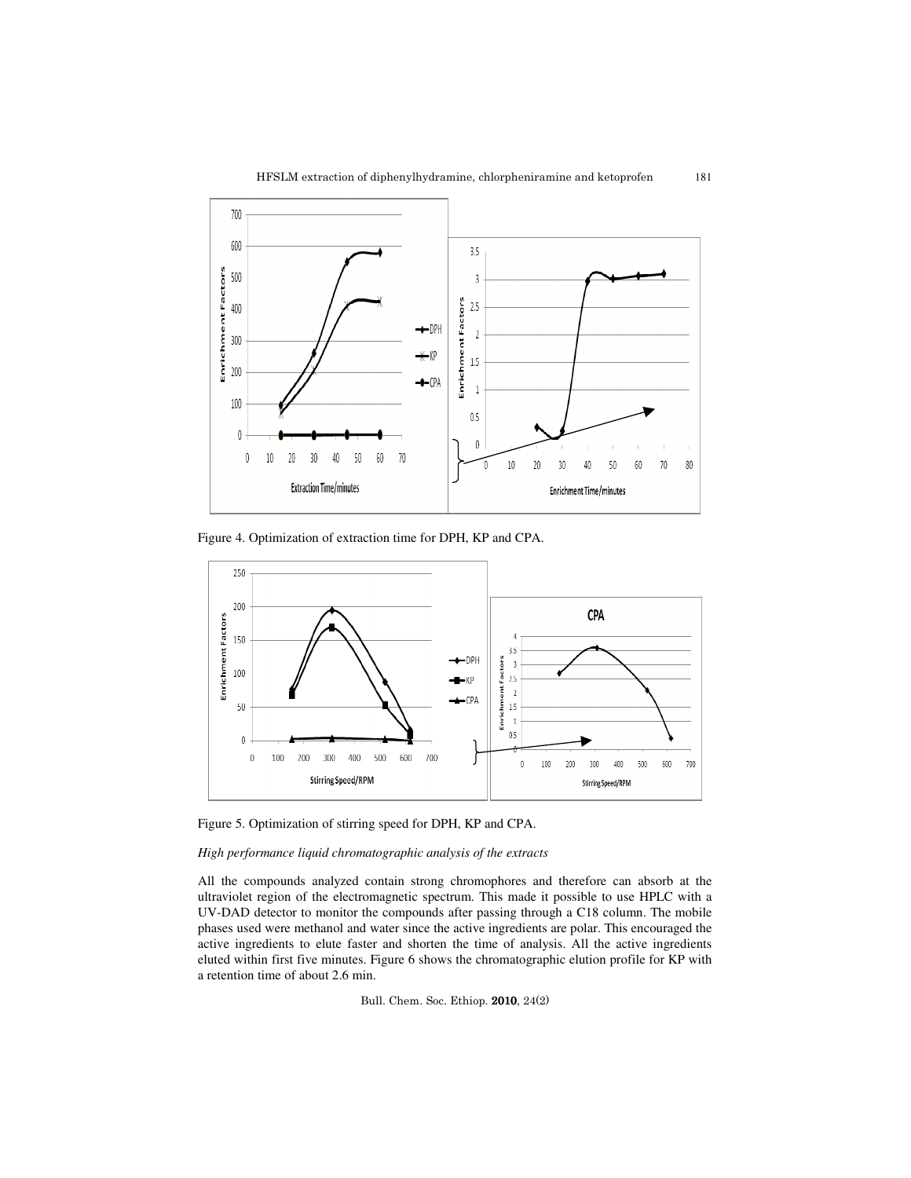Figure 4. Optimization of extraction time for DPH, KP and CPA.

Figure 5. Optimization of stirring speed for DPH, KP and CPA.

*High performance liquid chromatographic analysis of the extracts*

All the compounds analyzed contain strong chromophores and therefore can absorb at the ultraviolet region of the electromagnetic spectrum. This made it possible to use HPLC with a UV-DAD detector to monitor the compounds after passing through a C18 column. The mobile phases used were methanol and water since the active ingredients are polar. This encouraged the active ingredients to elute faster and shorten the time of analysis. All the active ingredients eluted within first five minutes. Figure 6 shows the chromatographic elution profile for KP with a retention time of about 2.6 min.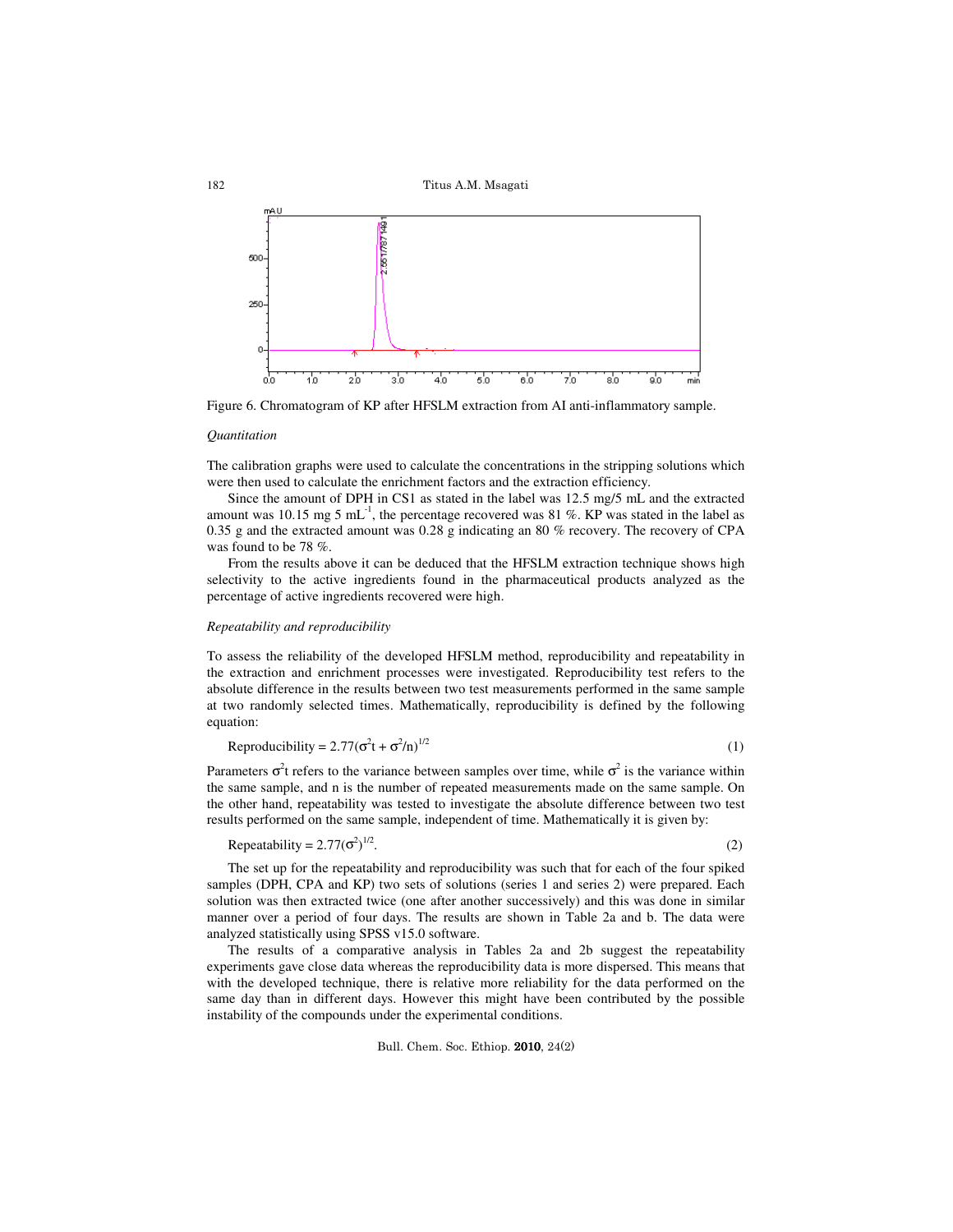Figure 6. Chromatogram of KP after HFSLM extraction from AI anti-inflammatory sample.

*Quantitation*

The calibration graphs were used to calculate the concentrations in the stripping solutions which were then used to calculate the enrichment factors and the extraction efficiency.

Since the amount of DPH in CS1 as stated in the label was 12.5 mg/5 mL and the extracted amount was 10.15 mg 5 $mL^{-1}$, the percentage recovered was 81 %. KP was stated in the label as 0.35 g and the extracted amount was 0.28 g indicating an 80 % recovery. The recovery of CPA was found to be 78 %.

From the results above it can be deduced that the HFSLM extraction technique shows high selectivity to the active ingredients found in the pharmaceutical products analyzed as the percentage of active ingredients recovered were high.

*Repeatability and reproducibility*

To assess the reliability of the developed HFSLM method, reproducibility and repeatability in the extraction and enrichment processes were investigated. Reproducibility test refers to the absolute difference in the results between two test measurements performed in the same sample at two randomly selected times. Mathematically, reproducibility is defined by the following equation:

$$\text{Reproducibility} = 2.77(\sigma^2 t + \sigma^2/n)^{1/2} \quad (1)$$

Parameters $\sigma^2 t$ refers to the variance between samples over time, while $\sigma^2$ is the variance within the same sample, and n is the number of repeated measurements made on the same sample. On the other hand, repeatability was tested to investigate the absolute difference between two test results performed on the same sample, independent of time. Mathematically it is given by:

$$\text{Repeatability} = 2.77(\sigma^2)^{1/2}. \quad (2)$$

The set up for the repeatability and reproducibility was such that for each of the four spiked samples (DPH, CPA and KP) two sets of solutions (series 1 and series 2) were prepared. Each solution was then extracted twice (one after another successively) and this was done in similar manner over a period of four days. The results are shown in Table 2a and b. The data were analyzed statistically using SPSS v15.0 software.

The results of a comparative analysis in Tables 2a and 2b suggest the repeatability experiments gave close data whereas the reproducibility data is more dispersed. This means that with the developed technique, there is relative more reliability for the data performed on the same day than in different days. However this might have been contributed by the possible instability of the compounds under the experimental conditions.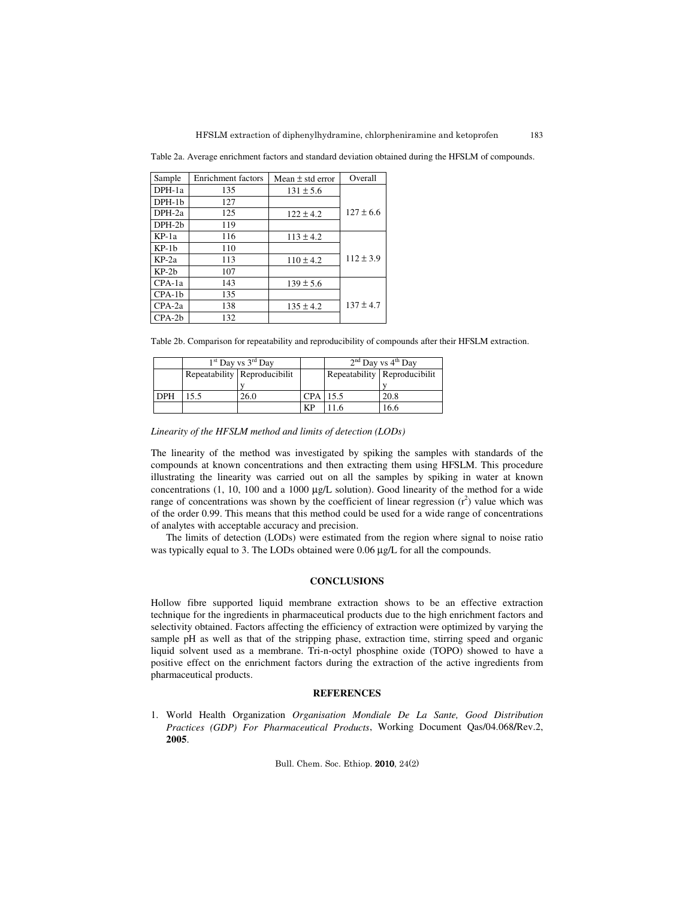Table 2a. Average enrichment factors and standard deviation obtained during the HFSLM of compounds.

| Sample | Enrichment factors | Mean ± std error | Overall |
|---|---|---|---|
| DPH-1a | 135 | 131 ± 5.6 | 127 ± 6.6 |
| DPH-1b | 127 | | |
| DPH-2a | 125 | 122 ± 4.2 | |
| DPH-2b | 119 | | |
| KP-1a | 116 | 113 ± 4.2 | 112 ± 3.9 |
| KP-1b | 110 | | |
| KP-2a | 113 | 110 ± 4.2 | |
| KP-2b | 107 | | |
| CPA-1a | 143 | 139 ± 5.6 | 137 ± 4.7 |
| CPA-1b | 135 | | |
| CPA-2a | 138 | 135 ± 4.2 | |
| CPA-2b | 132 | | |

Table 2b. Comparison for repeatability and reproducibility of compounds after their HFSLM extraction.

| | 1st Day vs 3rd Day | | | 2nd Day vs 4th Day | |
|---|---|---|---|---|---|
| | Repeatability | Reproducibility | | Repeatability | Reproducibility |
| DPH | 15.5 | 26.0 | CPA | 15.5 | 20.8 |
| | | | KP | 11.6 | 16.6 |

*Linearity of the HFSLM method and limits of detection (LODs)*

The linearity of the method was investigated by spiking the samples with standards of the compounds at known concentrations and then extracting them using HFSLM. This procedure illustrating the linearity was carried out on all the samples by spiking in water at known concentrations (1, 10, 100 and a 1000 µg/L solution). Good linearity of the method for a wide range of concentrations was shown by the coefficient of linear regression ($r^2$) value which was of the order 0.99. This means that this method could be used for a wide range of concentrations of analytes with acceptable accuracy and precision.

The limits of detection (LODs) were estimated from the region where signal to noise ratio was typically equal to 3. The LODs obtained were 0.06 µg/L for all the compounds.

## CONCLUSIONS

Hollow fibre supported liquid membrane extraction shows to be an effective extraction technique for the ingredients in pharmaceutical products due to the high enrichment factors and selectivity obtained. Factors affecting the efficiency of extraction were optimized by varying the sample pH as well as that of the stripping phase, extraction time, stirring speed and organic liquid solvent used as a membrane. Tri-n-octyl phosphine oxide (TOPO) showed to have a positive effect on the enrichment factors during the extraction of the active ingredients from pharmaceutical products.

## REFERENCES

1. World Health Organization *Organisation Mondiale De La Sante, Good Distribution Practices (GDP) For Pharmaceutical Products*, Working Document Qas/04.068/Rev.2, **2005**.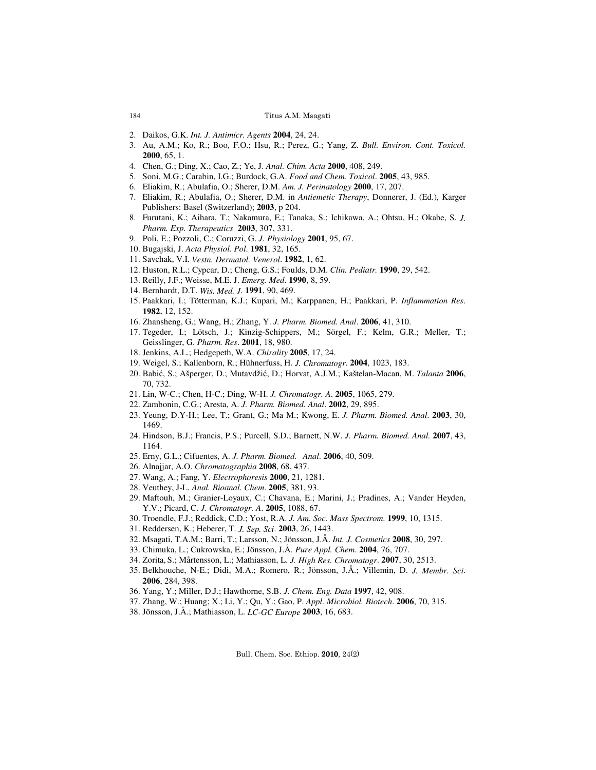2. Daikos, G.K. *Int. J. Antimicr. Agents* **2004**, 24, 24.
3. Au, A.M.; Ko, R.; Boo, F.O.; Hsu, R.; Perez, G.; Yang, Z. *Bull. Environ. Cont. Toxicol.* **2000**, 65, 1.
4. Chen, G.; Ding, X.; Cao, Z.; Ye, J. *Anal. Chim. Acta* **2000**, 408, 249.
5. Soni, M.G.; Carabin, I.G.; Burdock, G.A. *Food and Chem. Toxicol*. **2005**, 43, 985.
6. Eliakim, R.; Abulafia, O.; Sherer, D.M. *Am. J. Perinatology* **2000**, 17, 207.
7. Eliakim, R.; Abulafia, O.; Sherer, D.M. in *Antiemetic Therapy*, Donnerer, J. (Ed.), Karger Publishers: Basel (Switzerland); **2003**, p 204.
8. Furutani, K.; Aihara, T.; Nakamura, E.; Tanaka, S.; Ichikawa, A.; Ohtsu, H.; Okabe, S. *J. Pharm. Exp. Therapeutics* **2003**, 307, 331.
9. Poli, E.; Pozzoli, C.; Coruzzi, G. *J. Physiology* **2001**, 95, 67.
10. Bugajski, J. *Acta Physiol. Pol*. **1981**, 32, 165.
11. Savchak, V.I. *Vestn. Dermatol. Venerol*. **1982**, 1, 62.
12. Huston, R.L.; Cypcar, D.; Cheng, G.S.; Foulds, D.M. *Clin. Pediatr.* **1990**, 29, 542.
13. Reilly, J.F.; Weisse, M.E. *J. Emerg. Med*. **1990**, 8, 59.
14. Bernhardt, D.T. *Wis. Med. J*. **1991**, 90, 469.
15. Paakkari, I.; Tötterman, K.J.; Kupari, M.; Karppanen, H.; Paakkari, P. *Inflammation Res*. **1982**, 12, 152.
16. Zhansheng, G.; Wang, H.; Zhang, Y. *J. Pharm. Biomed. Anal*. **2006**, 41, 310.
17. Tegeder, I.; Lötsch, J.; Kinzig-Schippers, M.; Sörgel, F.; Kelm, G.R.; Meller, T.; Geisslinger, G. *Pharm. Res*. **2001**, 18, 980.
18. Jenkins, A.L.; Hedgepeth, W.A. *Chirality* **2005**, 17, 24.
19. Weigel, S.; Kallenborn, R.; Hühnerfuss, H. *J. Chromatogr*. **2004**, 1023, 183.
20. Babić, S.; Ašperger, D.; Mutavdžić, D.; Horvat, A.J.M.; Kaštelan-Macan, M. *Talanta* **2006**, 70, 732.
21. Lin, W-C.; Chen, H-C.; Ding, W-H. *J. Chromatogr. A*. **2005**, 1065, 279.
22. Zambonin, C.G.; Aresta, A. *J. Pharm. Biomed. Anal*. **2002**, 29, 895.
23. Yeung, D.Y-H.; Lee, T.; Grant, G.; Ma M.; Kwong, E. *J. Pharm. Biomed. Anal*. **2003**, 30, 1469.
24. Hindson, B.J.; Francis, P.S.; Purcell, S.D.; Barnett, N.W. *J. Pharm. Biomed. Anal.* **2007**, 43, 1164.
25. Erny, G.L.; Cifuentes, A. *J. Pharm. Biomed. Anal*. **2006**, 40, 509.
26. Alnajjar, A.O. *Chromatographia* **2008**, 68, 437.
27. Wang, A.; Fang, Y. *Electrophoresis* **2000**, 21, 1281.
28. Veuthey, J-L. *Anal. Bioanal. Chem*. **2005**, 381, 93.
29. Maftouh, M.; Granier-Loyaux, C.; Chavana, E.; Marini, J.; Pradines, A.; Vander Heyden, Y.V.; Picard, C. *J. Chromatogr. A*. **2005**, 1088, 67.
30. Troendle, F.J.; Reddick, C.D.; Yost, R.A. *J. Am. Soc. Mass Spectrom.* **1999**, 10, 1315.
31. Reddersen, K.; Heberer, T. *J. Sep. Sci*. **2003**, 26, 1443.
32. Msagati, T.A.M.; Barri, T.; Larsson, N.; Jönsson, J.Å. *Int. J. Cosmetics* **2008**, 30, 297.
33. Chimuka, L.; Cukrowska, E.; Jönsson, J.Å. *Pure Appl. Chem*. **2004**, 76, 707.
34. Zorita, S.; Mårtensson, L.; Mathiasson, L. *J. High Res. Chromatogr*. **2007**, 30, 2513.
35. Belkhouche, N-E.; Didi, M.A.; Romero, R.; Jönsson, J.Å.; Villemin, D. *J. Membr. Sci*. **2006**, 284, 398.
36. Yang, Y.; Miller, D.J.; Hawthorne, S.B. *J. Chem. Eng. Data* **1997**, 42, 908.
37. Zhang, W.; Huang; X.; Li, Y.; Qu, Y.; Gao, P. *Appl. Microbiol. Biotech*. **2006**, 70, 315.
38. Jönsson, J.Å.; Mathiasson, L. *LC-GC Europe* **2003**, 16, 683.